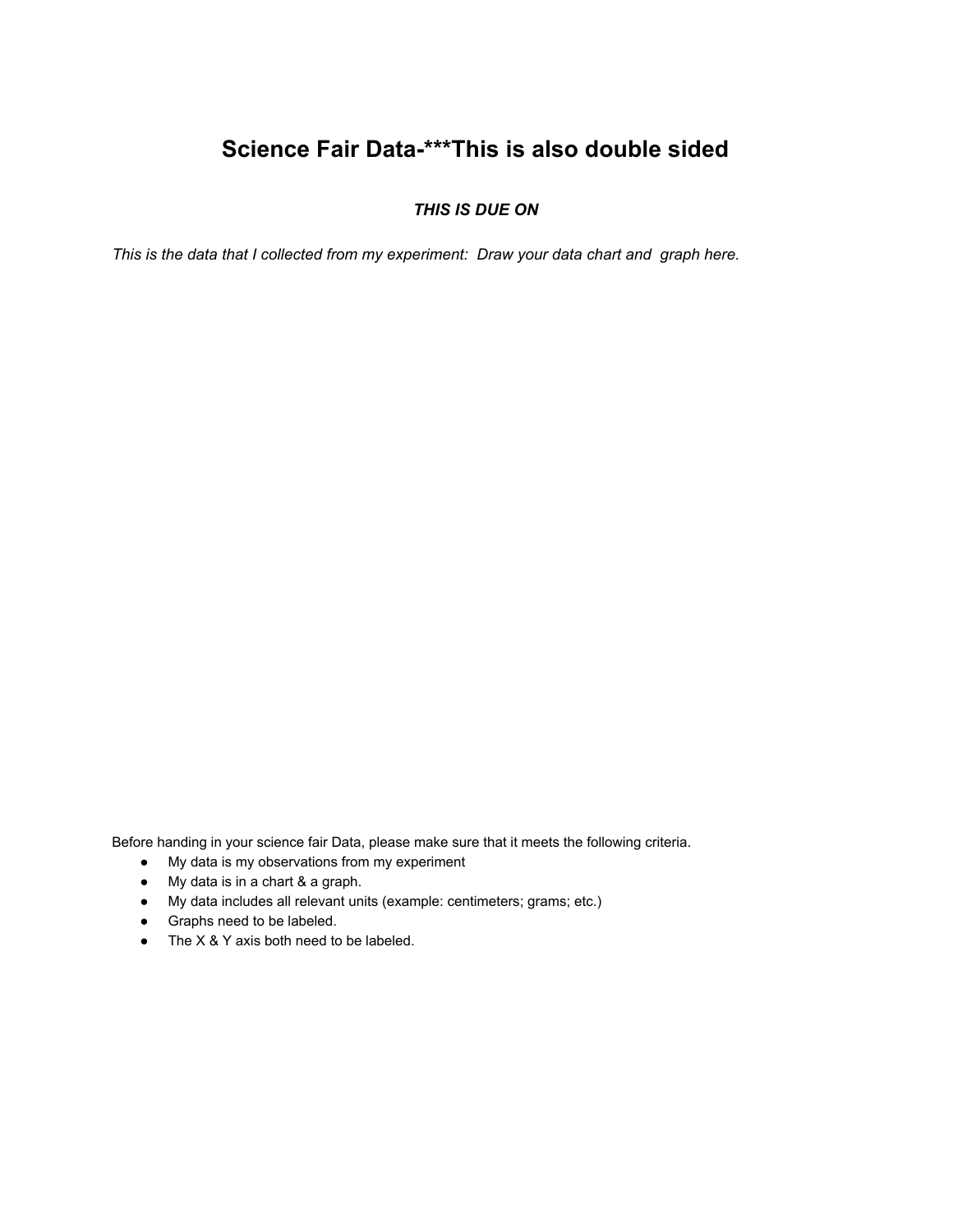# Science Fair Data-***This is also double sided

***THIS IS DUE ON***

*This is the data that I collected from my experiment:  Draw your data chart and  graph here.*

Before handing in your science fair Data, please make sure that it meets the following criteria.

- My data is my observations from my experiment
- My data is in a chart & a graph.
- My data includes all relevant units (example: centimeters; grams; etc.)
- Graphs need to be labeled.
- The X & Y axis both need to be labeled.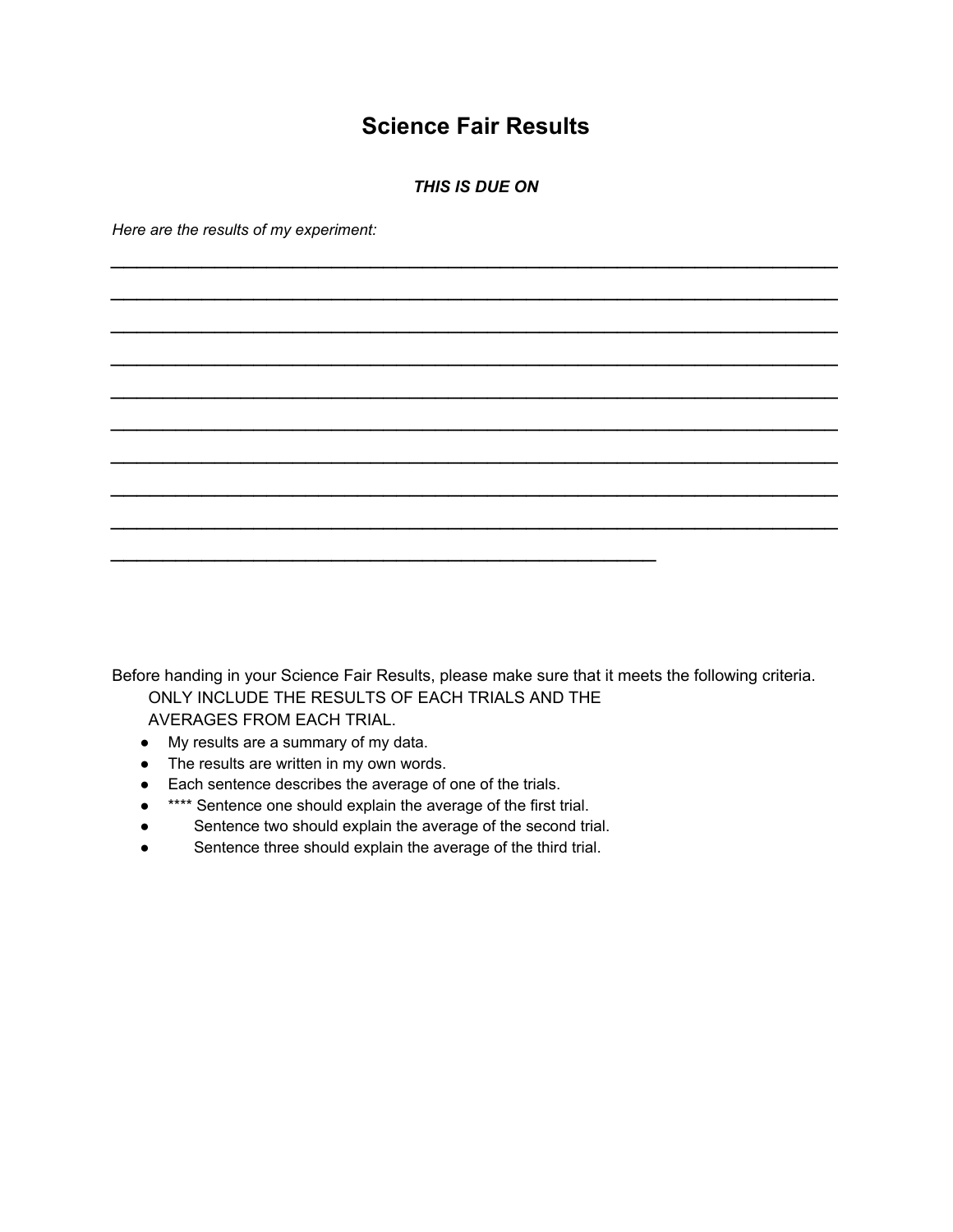# Science Fair Results

***THIS IS DUE ON***

*Here are the results of my experiment:*

______________________________________________________________________________

______________________________________________________________________________

______________________________________________________________________________

______________________________________________________________________________

______________________________________________________________________________

______________________________________________________________________________

______________________________________________________________________________

______________________________________________________________________________

______________________________________________________________________________

___________________________________________________________

Before handing in your Science Fair Results, please make sure that it meets the following criteria.

ONLY INCLUDE THE RESULTS OF EACH TRIALS AND THE AVERAGES FROM EACH TRIAL.

- My results are a summary of my data.
- The results are written in my own words.
- Each sentence describes the average of one of the trials.
- **** Sentence one should explain the average of the first trial.
- Sentence two should explain the average of the second trial.
- Sentence three should explain the average of the third trial.